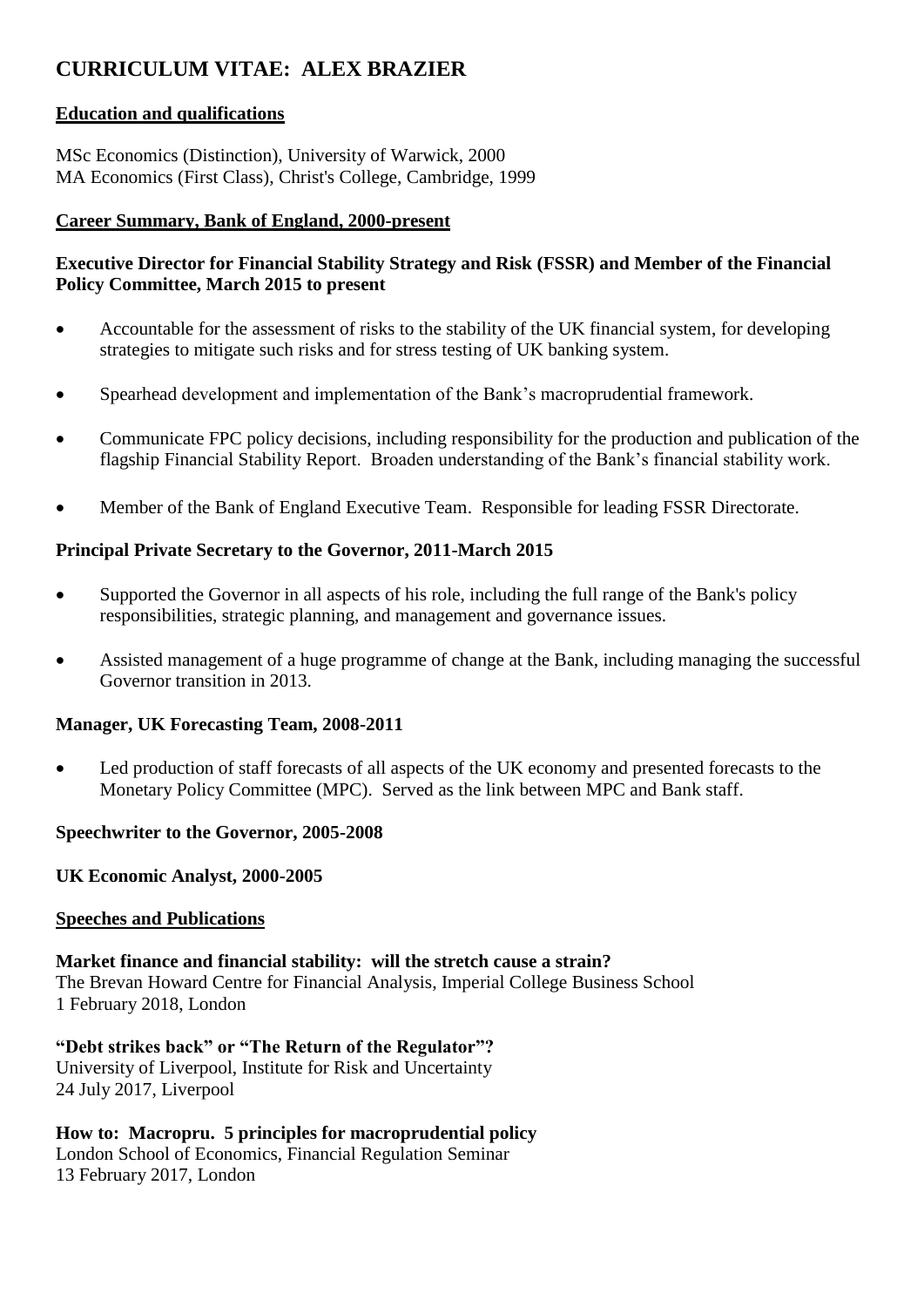# CURRICULUM VITAE: ALEX BRAZIER

## Education and qualifications

MSc Economics (Distinction), University of Warwick, 2000
MA Economics (First Class), Christ's College, Cambridge, 1999

## Career Summary, Bank of England, 2000-present

### Executive Director for Financial Stability Strategy and Risk (FSSR) and Member of the Financial Policy Committee, March 2015 to present

- Accountable for the assessment of risks to the stability of the UK financial system, for developing strategies to mitigate such risks and for stress testing of UK banking system.
- Spearhead development and implementation of the Bank's macroprudential framework.
- Communicate FPC policy decisions, including responsibility for the production and publication of the flagship Financial Stability Report. Broaden understanding of the Bank's financial stability work.
- Member of the Bank of England Executive Team. Responsible for leading FSSR Directorate.

### Principal Private Secretary to the Governor, 2011-March 2015

- Supported the Governor in all aspects of his role, including the full range of the Bank's policy responsibilities, strategic planning, and management and governance issues.
- Assisted management of a huge programme of change at the Bank, including managing the successful Governor transition in 2013.

### Manager, UK Forecasting Team, 2008-2011

- Led production of staff forecasts of all aspects of the UK economy and presented forecasts to the Monetary Policy Committee (MPC). Served as the link between MPC and Bank staff.

### Speechwriter to the Governor, 2005-2008

### UK Economic Analyst, 2000-2005

## Speeches and Publications

**Market finance and financial stability: will the stretch cause a strain?**
The Brevan Howard Centre for Financial Analysis, Imperial College Business School
1 February 2018, London

**"Debt strikes back" or "The Return of the Regulator"?**
University of Liverpool, Institute for Risk and Uncertainty
24 July 2017, Liverpool

**How to: Macropru. 5 principles for macroprudential policy**
London School of Economics, Financial Regulation Seminar
13 February 2017, London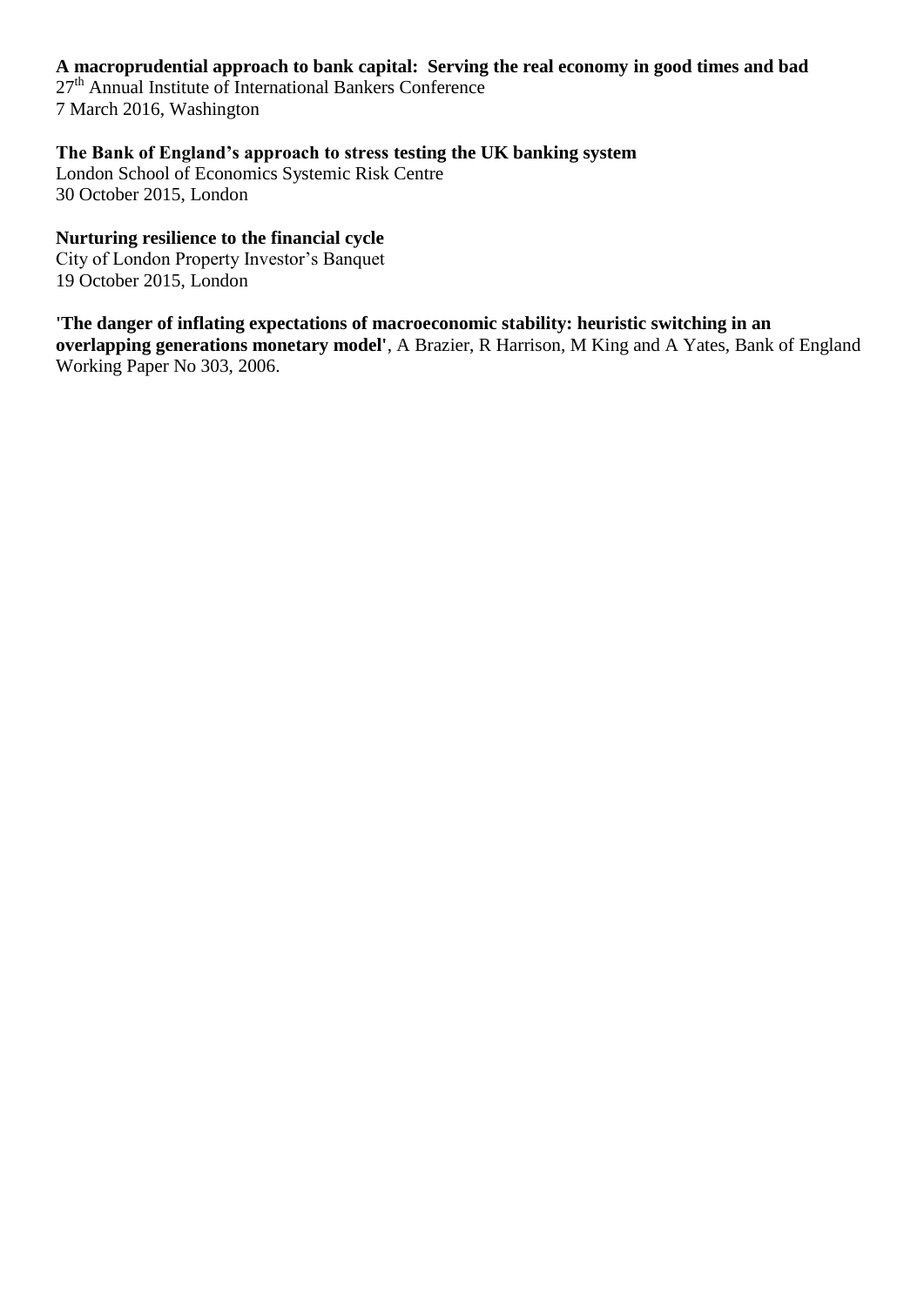**A macroprudential approach to bank capital: Serving the real economy in good times and bad**
27th Annual Institute of International Bankers Conference
7 March 2016, Washington

**The Bank of England's approach to stress testing the UK banking system**
London School of Economics Systemic Risk Centre
30 October 2015, London

**Nurturing resilience to the financial cycle**
City of London Property Investor's Banquet
19 October 2015, London

**'The danger of inflating expectations of macroeconomic stability: heuristic switching in an overlapping generations monetary model'**, A Brazier, R Harrison, M King and A Yates, Bank of England Working Paper No 303, 2006.